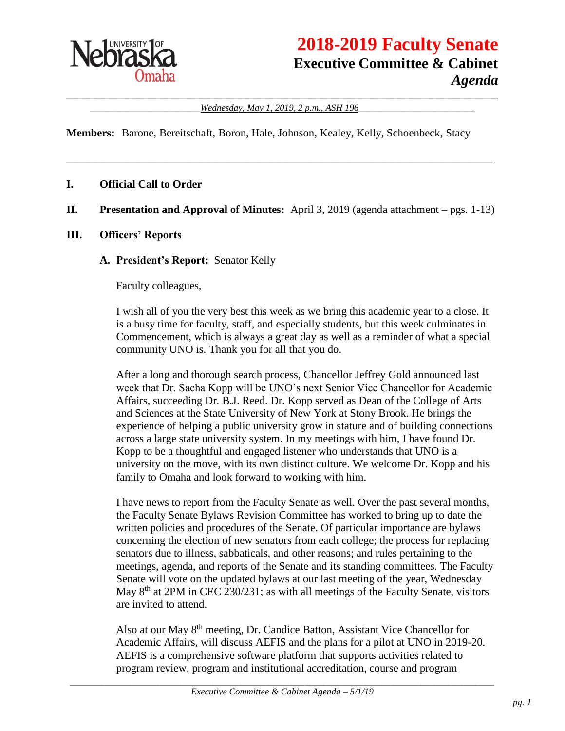# 2018-2019 Faculty Senate
## Executive Committee & Cabinet
### *Agenda*

*Wednesday, May 1, 2019, 2 p.m., ASH 196*

**Members:** Barone, Bereitschaft, Boron, Hale, Johnson, Kealey, Kelly, Schoenbeck, Stacy

---

**I. Official Call to Order**

**II. Presentation and Approval of Minutes:** April 3, 2019 (agenda attachment – pgs. 1-13)

**III. Officers' Reports**

**A. President's Report:** Senator Kelly

Faculty colleagues,

I wish all of you the very best this week as we bring this academic year to a close. It is a busy time for faculty, staff, and especially students, but this week culminates in Commencement, which is always a great day as well as a reminder of what a special community UNO is. Thank you for all that you do.

After a long and thorough search process, Chancellor Jeffrey Gold announced last week that Dr. Sacha Kopp will be UNO's next Senior Vice Chancellor for Academic Affairs, succeeding Dr. B.J. Reed. Dr. Kopp served as Dean of the College of Arts and Sciences at the State University of New York at Stony Brook. He brings the experience of helping a public university grow in stature and of building connections across a large state university system. In my meetings with him, I have found Dr. Kopp to be a thoughtful and engaged listener who understands that UNO is a university on the move, with its own distinct culture. We welcome Dr. Kopp and his family to Omaha and look forward to working with him.

I have news to report from the Faculty Senate as well. Over the past several months, the Faculty Senate Bylaws Revision Committee has worked to bring up to date the written policies and procedures of the Senate. Of particular importance are bylaws concerning the election of new senators from each college; the process for replacing senators due to illness, sabbaticals, and other reasons; and rules pertaining to the meetings, agenda, and reports of the Senate and its standing committees. The Faculty Senate will vote on the updated bylaws at our last meeting of the year, Wednesday May 8th at 2PM in CEC 230/231; as with all meetings of the Faculty Senate, visitors are invited to attend.

Also at our May 8th meeting, Dr. Candice Batton, Assistant Vice Chancellor for Academic Affairs, will discuss AEFIS and the plans for a pilot at UNO in 2019-20. AEFIS is a comprehensive software platform that supports activities related to program review, program and institutional accreditation, course and program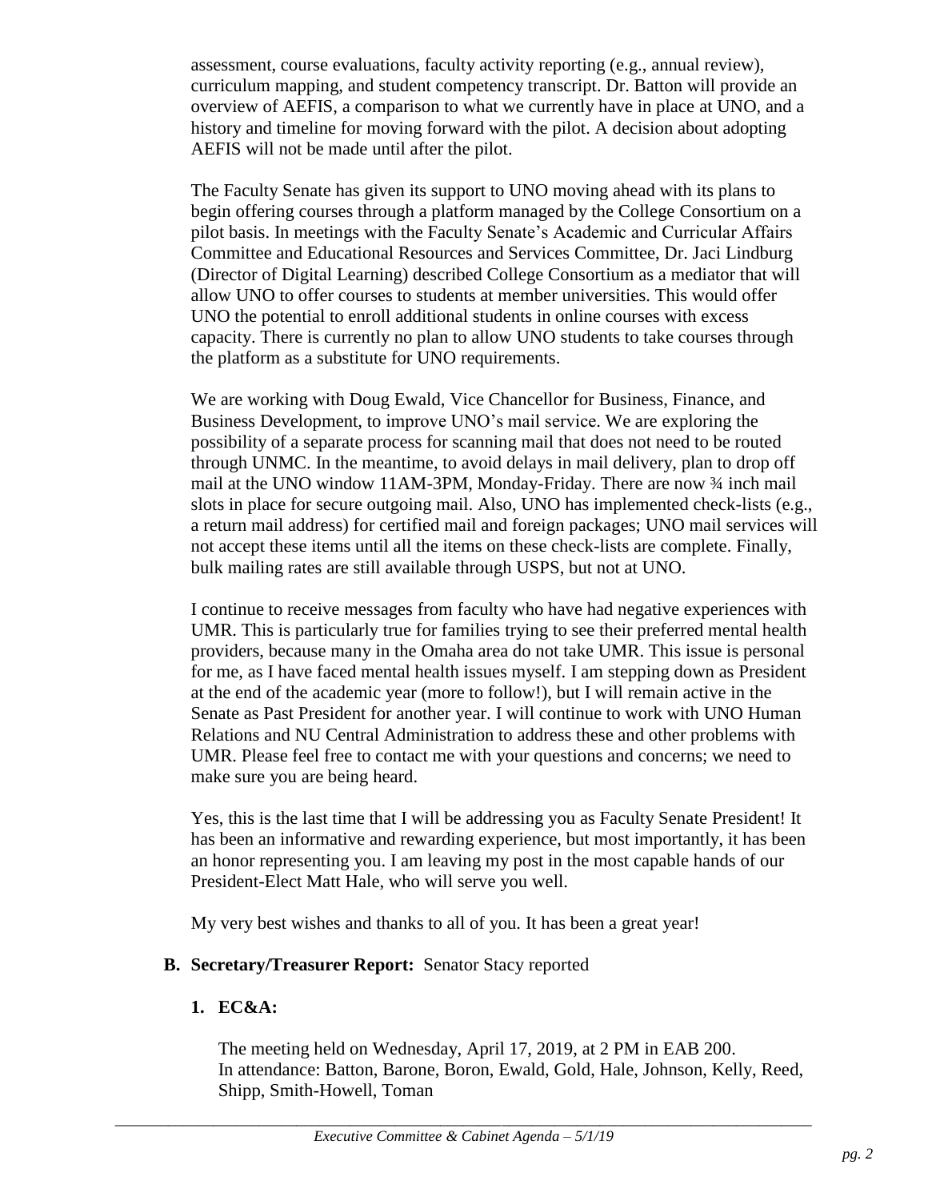assessment, course evaluations, faculty activity reporting (e.g., annual review), curriculum mapping, and student competency transcript. Dr. Batton will provide an overview of AEFIS, a comparison to what we currently have in place at UNO, and a history and timeline for moving forward with the pilot. A decision about adopting AEFIS will not be made until after the pilot.

The Faculty Senate has given its support to UNO moving ahead with its plans to begin offering courses through a platform managed by the College Consortium on a pilot basis. In meetings with the Faculty Senate's Academic and Curricular Affairs Committee and Educational Resources and Services Committee, Dr. Jaci Lindburg (Director of Digital Learning) described College Consortium as a mediator that will allow UNO to offer courses to students at member universities. This would offer UNO the potential to enroll additional students in online courses with excess capacity. There is currently no plan to allow UNO students to take courses through the platform as a substitute for UNO requirements.

We are working with Doug Ewald, Vice Chancellor for Business, Finance, and Business Development, to improve UNO's mail service. We are exploring the possibility of a separate process for scanning mail that does not need to be routed through UNMC. In the meantime, to avoid delays in mail delivery, plan to drop off mail at the UNO window 11AM-3PM, Monday-Friday. There are now ¾ inch mail slots in place for secure outgoing mail. Also, UNO has implemented check-lists (e.g., a return mail address) for certified mail and foreign packages; UNO mail services will not accept these items until all the items on these check-lists are complete. Finally, bulk mailing rates are still available through USPS, but not at UNO.

I continue to receive messages from faculty who have had negative experiences with UMR. This is particularly true for families trying to see their preferred mental health providers, because many in the Omaha area do not take UMR. This issue is personal for me, as I have faced mental health issues myself. I am stepping down as President at the end of the academic year (more to follow!), but I will remain active in the Senate as Past President for another year. I will continue to work with UNO Human Relations and NU Central Administration to address these and other problems with UMR. Please feel free to contact me with your questions and concerns; we need to make sure you are being heard.

Yes, this is the last time that I will be addressing you as Faculty Senate President! It has been an informative and rewarding experience, but most importantly, it has been an honor representing you. I am leaving my post in the most capable hands of our President-Elect Matt Hale, who will serve you well.

My very best wishes and thanks to all of you. It has been a great year!

**B. Secretary/Treasurer Report:** Senator Stacy reported

**1. EC&A:**

The meeting held on Wednesday, April 17, 2019, at 2 PM in EAB 200.
In attendance: Batton, Barone, Boron, Ewald, Gold, Hale, Johnson, Kelly, Reed, Shipp, Smith-Howell, Toman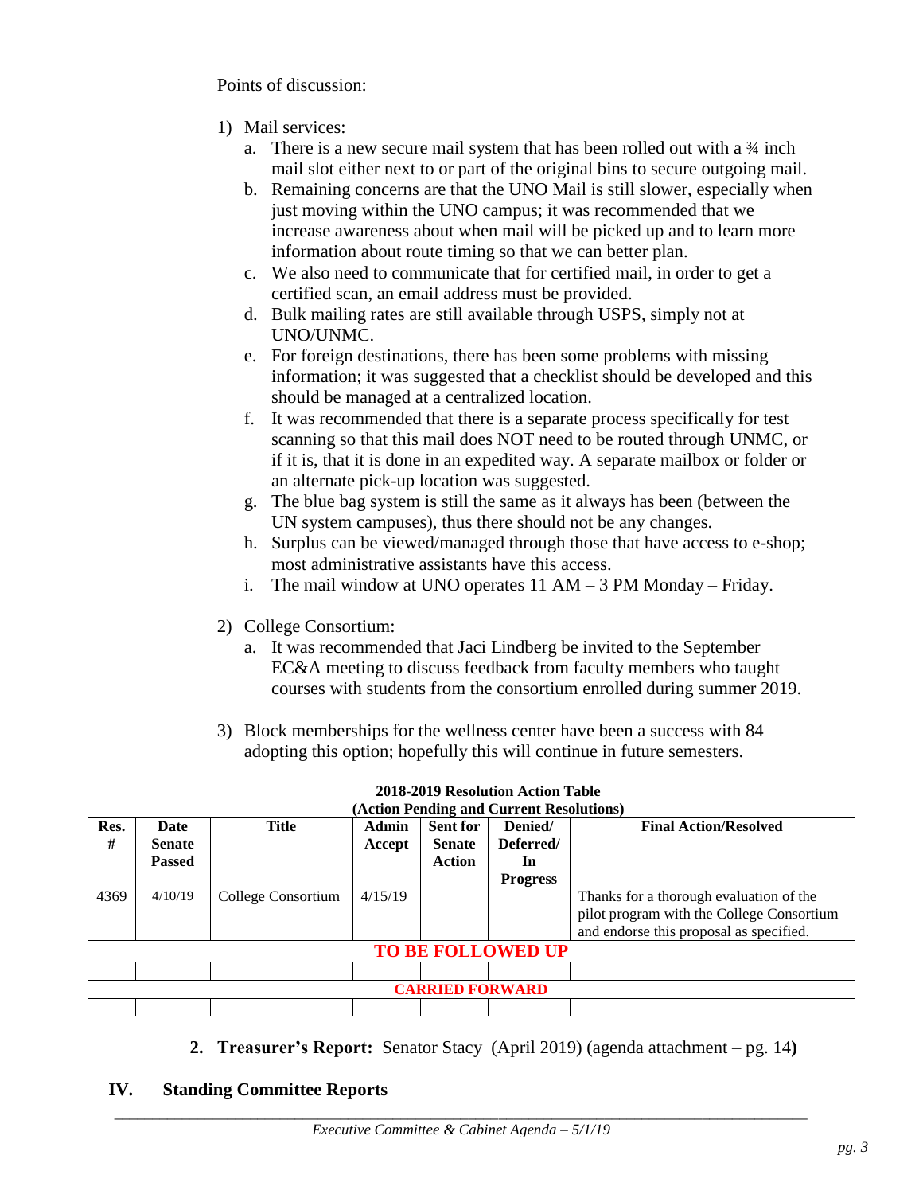Points of discussion:

1) Mail services:
   a. There is a new secure mail system that has been rolled out with a ¾ inch mail slot either next to or part of the original bins to secure outgoing mail.
   b. Remaining concerns are that the UNO Mail is still slower, especially when just moving within the UNO campus; it was recommended that we increase awareness about when mail will be picked up and to learn more information about route timing so that we can better plan.
   c. We also need to communicate that for certified mail, in order to get a certified scan, an email address must be provided.
   d. Bulk mailing rates are still available through USPS, simply not at UNO/UNMC.
   e. For foreign destinations, there has been some problems with missing information; it was suggested that a checklist should be developed and this should be managed at a centralized location.
   f. It was recommended that there is a separate process specifically for test scanning so that this mail does NOT need to be routed through UNMC, or if it is, that it is done in an expedited way. A separate mailbox or folder or an alternate pick-up location was suggested.
   g. The blue bag system is still the same as it always has been (between the UN system campuses), thus there should not be any changes.
   h. Surplus can be viewed/managed through those that have access to e-shop; most administrative assistants have this access.
   i. The mail window at UNO operates 11 AM – 3 PM Monday – Friday.

2) College Consortium:
   a. It was recommended that Jaci Lindberg be invited to the September EC&A meeting to discuss feedback from faculty members who taught courses with students from the consortium enrolled during summer 2019.

3) Block memberships for the wellness center have been a success with 84 adopting this option; hopefully this will continue in future semesters.

**2018-2019 Resolution Action Table**
**(Action Pending and Current Resolutions)**

| Res. # | Date Senate Passed | Title | Admin Accept | Sent for Senate Action | Denied/ Deferred/ In Progress | Final Action/Resolved |
|---|---|---|---|---|---|---|
| 4369 | 4/10/19 | College Consortium | 4/15/19 | | | Thanks for a thorough evaluation of the pilot program with the College Consortium and endorse this proposal as specified. |
| **TO BE FOLLOWED UP** | | | | | | |
| | | | | | | |
| **CARRIED FORWARD** | | | | | | |
| | | | | | | |

**2. Treasurer's Report:** Senator Stacy (April 2019) (agenda attachment – pg. 14**)**

## IV. Standing Committee Reports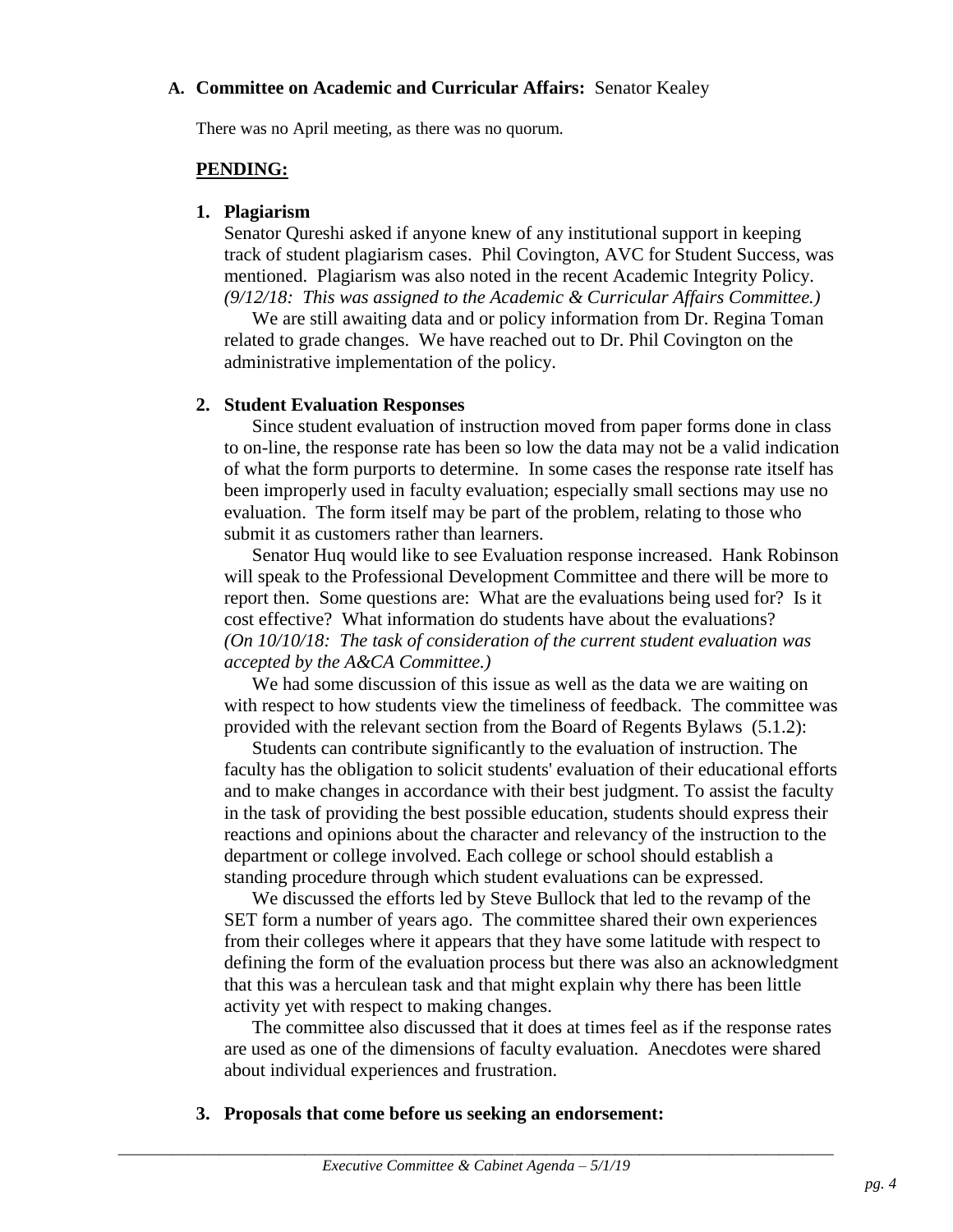### A. Committee on Academic and Curricular Affairs: Senator Kealey

There was no April meeting, as there was no quorum.

**PENDING:**

**1. Plagiarism**

Senator Qureshi asked if anyone knew of any institutional support in keeping track of student plagiarism cases. Phil Covington, AVC for Student Success, was mentioned. Plagiarism was also noted in the recent Academic Integrity Policy. *(9/12/18: This was assigned to the Academic & Curricular Affairs Committee.)*

We are still awaiting data and or policy information from Dr. Regina Toman related to grade changes. We have reached out to Dr. Phil Covington on the administrative implementation of the policy.

**2. Student Evaluation Responses**

Since student evaluation of instruction moved from paper forms done in class to on-line, the response rate has been so low the data may not be a valid indication of what the form purports to determine. In some cases the response rate itself has been improperly used in faculty evaluation; especially small sections may use no evaluation. The form itself may be part of the problem, relating to those who submit it as customers rather than learners.

Senator Huq would like to see Evaluation response increased. Hank Robinson will speak to the Professional Development Committee and there will be more to report then. Some questions are: What are the evaluations being used for? Is it cost effective? What information do students have about the evaluations? *(On 10/10/18: The task of consideration of the current student evaluation was accepted by the A&CA Committee.)*

We had some discussion of this issue as well as the data we are waiting on with respect to how students view the timeliness of feedback. The committee was provided with the relevant section from the Board of Regents Bylaws (5.1.2):

Students can contribute significantly to the evaluation of instruction. The faculty has the obligation to solicit students' evaluation of their educational efforts and to make changes in accordance with their best judgment. To assist the faculty in the task of providing the best possible education, students should express their reactions and opinions about the character and relevancy of the instruction to the department or college involved. Each college or school should establish a standing procedure through which student evaluations can be expressed.

We discussed the efforts led by Steve Bullock that led to the revamp of the SET form a number of years ago. The committee shared their own experiences from their colleges where it appears that they have some latitude with respect to defining the form of the evaluation process but there was also an acknowledgment that this was a herculean task and that might explain why there has been little activity yet with respect to making changes.

The committee also discussed that it does at times feel as if the response rates are used as one of the dimensions of faculty evaluation. Anecdotes were shared about individual experiences and frustration.

**3. Proposals that come before us seeking an endorsement:**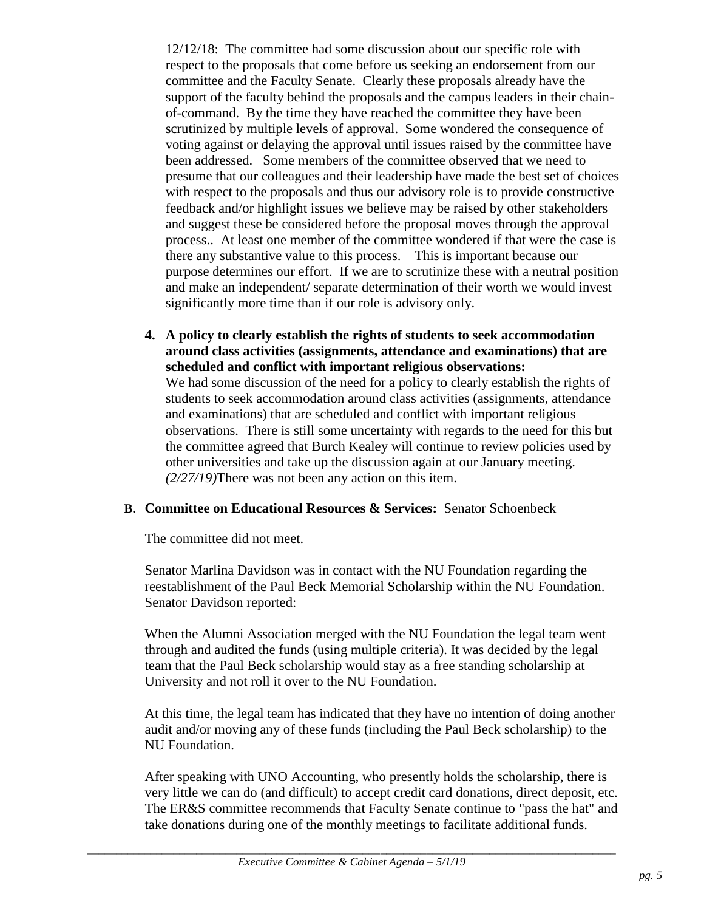12/12/18: The committee had some discussion about our specific role with respect to the proposals that come before us seeking an endorsement from our committee and the Faculty Senate. Clearly these proposals already have the support of the faculty behind the proposals and the campus leaders in their chain-of-command. By the time they have reached the committee they have been scrutinized by multiple levels of approval. Some wondered the consequence of voting against or delaying the approval until issues raised by the committee have been addressed. Some members of the committee observed that we need to presume that our colleagues and their leadership have made the best set of choices with respect to the proposals and thus our advisory role is to provide constructive feedback and/or highlight issues we believe may be raised by other stakeholders and suggest these be considered before the proposal moves through the approval process.. At least one member of the committee wondered if that were the case is there any substantive value to this process. This is important because our purpose determines our effort. If we are to scrutinize these with a neutral position and make an independent/ separate determination of their worth we would invest significantly more time than if our role is advisory only.

4. **A policy to clearly establish the rights of students to seek accommodation around class activities (assignments, attendance and examinations) that are scheduled and conflict with important religious observations:**
   We had some discussion of the need for a policy to clearly establish the rights of students to seek accommodation around class activities (assignments, attendance and examinations) that are scheduled and conflict with important religious observations. There is still some uncertainty with regards to the need for this but the committee agreed that Burch Kealey will continue to review policies used by other universities and take up the discussion again at our January meeting. *(2/27/19)*There was not been any action on this item.

**B. Committee on Educational Resources & Services:** Senator Schoenbeck

The committee did not meet.

Senator Marlina Davidson was in contact with the NU Foundation regarding the reestablishment of the Paul Beck Memorial Scholarship within the NU Foundation. Senator Davidson reported:

When the Alumni Association merged with the NU Foundation the legal team went through and audited the funds (using multiple criteria). It was decided by the legal team that the Paul Beck scholarship would stay as a free standing scholarship at University and not roll it over to the NU Foundation.

At this time, the legal team has indicated that they have no intention of doing another audit and/or moving any of these funds (including the Paul Beck scholarship) to the NU Foundation.

After speaking with UNO Accounting, who presently holds the scholarship, there is very little we can do (and difficult) to accept credit card donations, direct deposit, etc. The ER&S committee recommends that Faculty Senate continue to "pass the hat" and take donations during one of the monthly meetings to facilitate additional funds.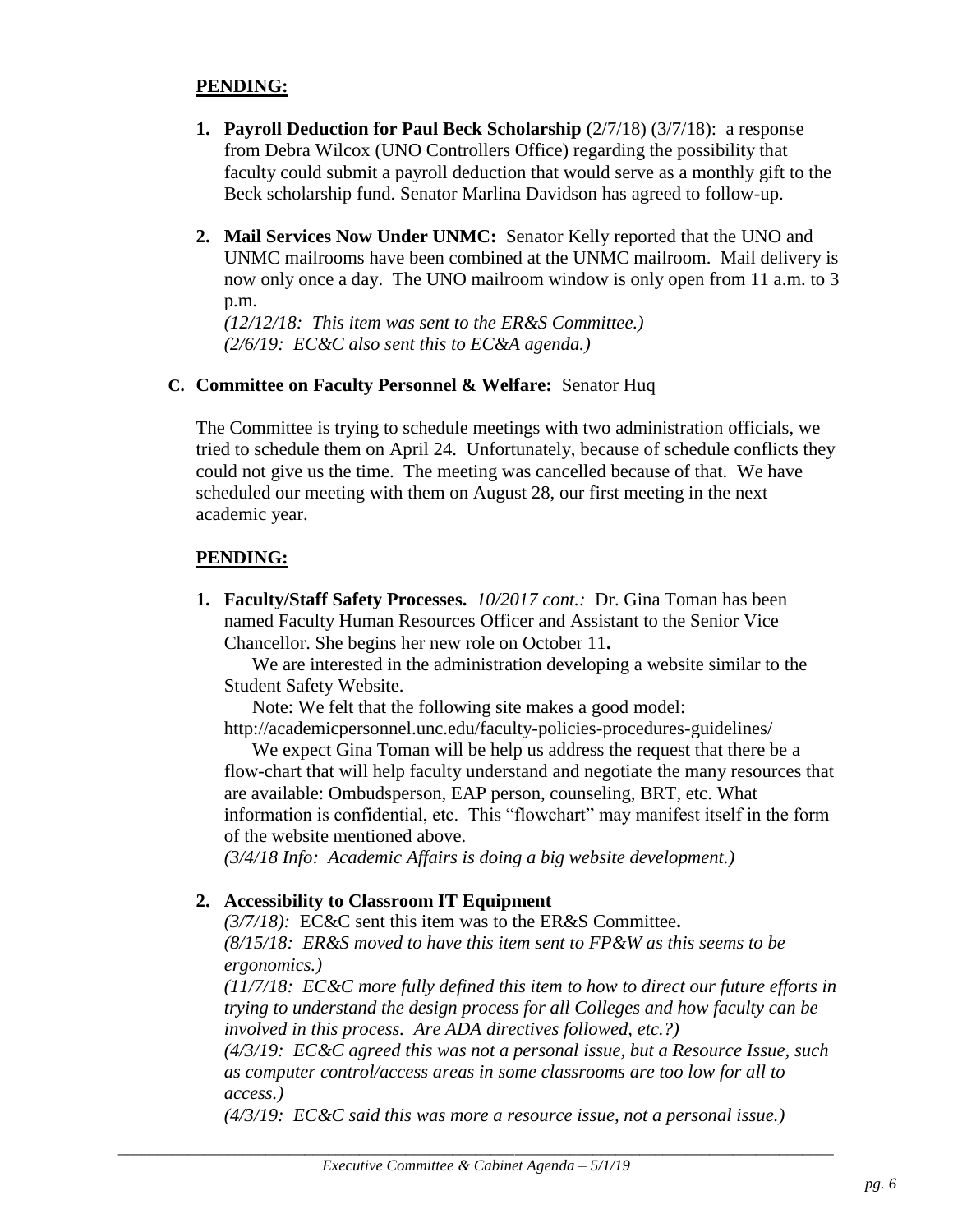**PENDING:**

1. **Payroll Deduction for Paul Beck Scholarship** (2/7/18) (3/7/18): a response from Debra Wilcox (UNO Controllers Office) regarding the possibility that faculty could submit a payroll deduction that would serve as a monthly gift to the Beck scholarship fund. Senator Marlina Davidson has agreed to follow-up.

2. **Mail Services Now Under UNMC:** Senator Kelly reported that the UNO and UNMC mailrooms have been combined at the UNMC mailroom. Mail delivery is now only once a day. The UNO mailroom window is only open from 11 a.m. to 3 p.m.
   *(12/12/18: This item was sent to the ER&S Committee.)*
   *(2/6/19: EC&C also sent this to EC&A agenda.)*

**C. Committee on Faculty Personnel & Welfare:** Senator Huq

The Committee is trying to schedule meetings with two administration officials, we tried to schedule them on April 24. Unfortunately, because of schedule conflicts they could not give us the time. The meeting was cancelled because of that. We have scheduled our meeting with them on August 28, our first meeting in the next academic year.

**PENDING:**

1. **Faculty/Staff Safety Processes.** *10/2017 cont.:* Dr. Gina Toman has been named Faculty Human Resources Officer and Assistant to the Senior Vice Chancellor. She begins her new role on October 11**.**

   We are interested in the administration developing a website similar to the Student Safety Website.

   Note: We felt that the following site makes a good model: http://academicpersonnel.unc.edu/faculty-policies-procedures-guidelines/

   We expect Gina Toman will be help us address the request that there be a flow-chart that will help faculty understand and negotiate the many resources that are available: Ombudsperson, EAP person, counseling, BRT, etc. What information is confidential, etc. This "flowchart" may manifest itself in the form of the website mentioned above.
   *(3/4/18 Info: Academic Affairs is doing a big website development.)*

2. **Accessibility to Classroom IT Equipment**
   *(3/7/18):* EC&C sent this item was to the ER&S Committee**.**
   *(8/15/18: ER&S moved to have this item sent to FP&W as this seems to be ergonomics.)*
   *(11/7/18: EC&C more fully defined this item to how to direct our future efforts in trying to understand the design process for all Colleges and how faculty can be involved in this process. Are ADA directives followed, etc.?)*
   *(4/3/19: EC&C agreed this was not a personal issue, but a Resource Issue, such as computer control/access areas in some classrooms are too low for all to access.)*
   *(4/3/19: EC&C said this was more a resource issue, not a personal issue.)*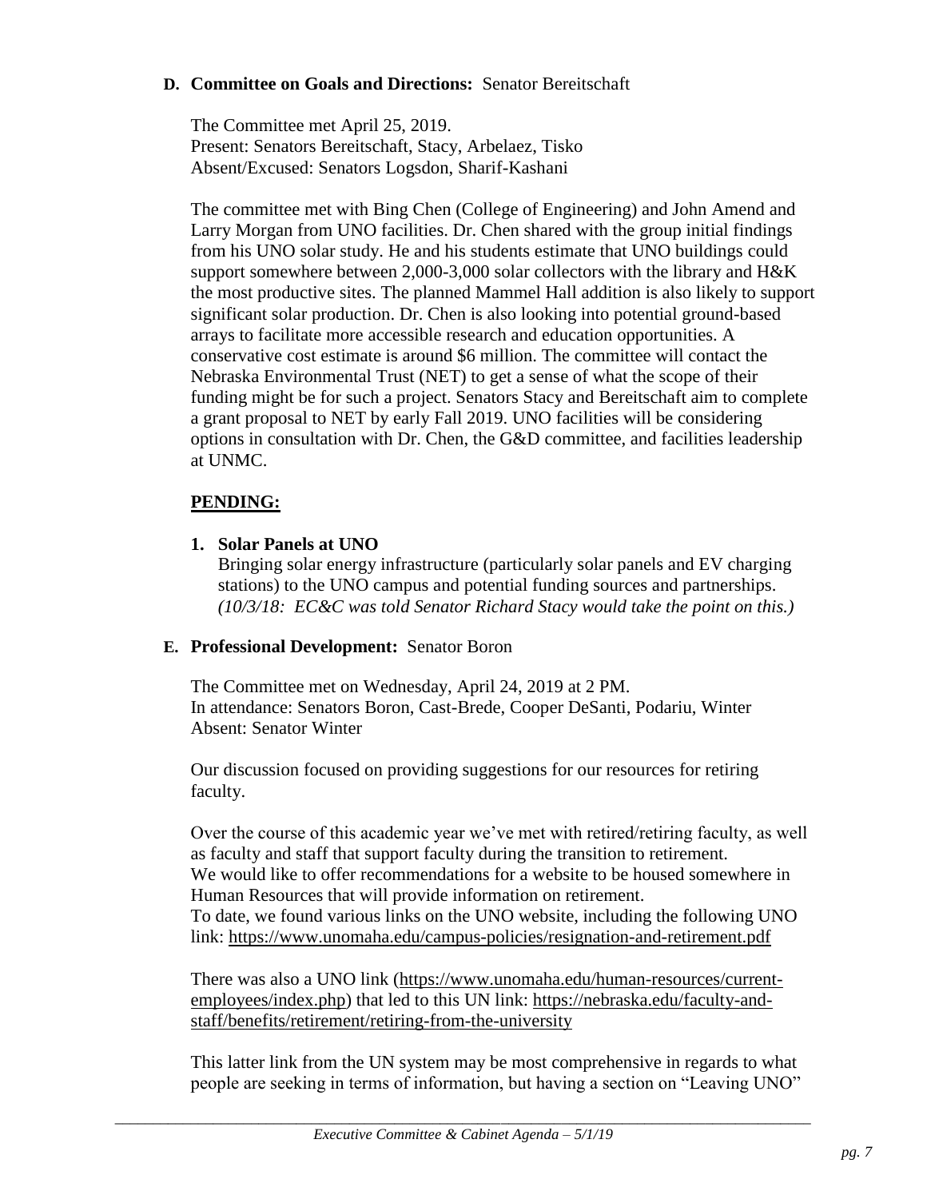**D. Committee on Goals and Directions:** Senator Bereitschaft

The Committee met April 25, 2019.
Present: Senators Bereitschaft, Stacy, Arbelaez, Tisko
Absent/Excused: Senators Logsdon, Sharif-Kashani

The committee met with Bing Chen (College of Engineering) and John Amend and Larry Morgan from UNO facilities. Dr. Chen shared with the group initial findings from his UNO solar study. He and his students estimate that UNO buildings could support somewhere between 2,000-3,000 solar collectors with the library and H&K the most productive sites. The planned Mammel Hall addition is also likely to support significant solar production. Dr. Chen is also looking into potential ground-based arrays to facilitate more accessible research and education opportunities. A conservative cost estimate is around $6 million. The committee will contact the Nebraska Environmental Trust (NET) to get a sense of what the scope of their funding might be for such a project. Senators Stacy and Bereitschaft aim to complete a grant proposal to NET by early Fall 2019. UNO facilities will be considering options in consultation with Dr. Chen, the G&D committee, and facilities leadership at UNMC.

**PENDING:**

1. **Solar Panels at UNO**
   Bringing solar energy infrastructure (particularly solar panels and EV charging stations) to the UNO campus and potential funding sources and partnerships. *(10/3/18: EC&C was told Senator Richard Stacy would take the point on this.)*

**E. Professional Development:** Senator Boron

The Committee met on Wednesday, April 24, 2019 at 2 PM.
In attendance: Senators Boron, Cast-Brede, Cooper DeSanti, Podariu, Winter
Absent: Senator Winter

Our discussion focused on providing suggestions for our resources for retiring faculty.

Over the course of this academic year we've met with retired/retiring faculty, as well as faculty and staff that support faculty during the transition to retirement.
We would like to offer recommendations for a website to be housed somewhere in Human Resources that will provide information on retirement.
To date, we found various links on the UNO website, including the following UNO link: https://www.unomaha.edu/campus-policies/resignation-and-retirement.pdf

There was also a UNO link (https://www.unomaha.edu/human-resources/current-employees/index.php) that led to this UN link: https://nebraska.edu/faculty-and-staff/benefits/retirement/retiring-from-the-university

This latter link from the UN system may be most comprehensive in regards to what people are seeking in terms of information, but having a section on "Leaving UNO"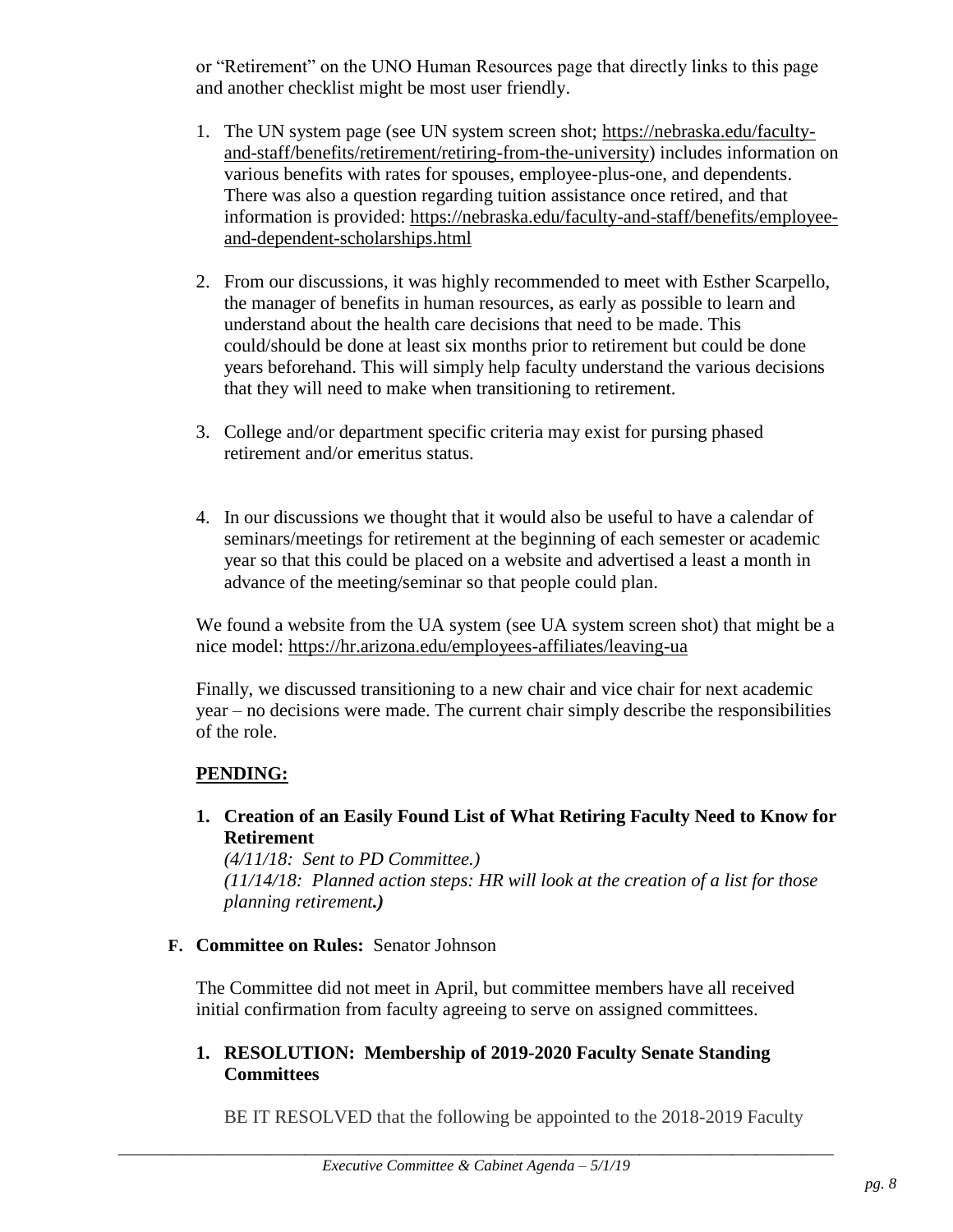or "Retirement" on the UNO Human Resources page that directly links to this page and another checklist might be most user friendly.

1. The UN system page (see UN system screen shot; https://nebraska.edu/faculty-and-staff/benefits/retirement/retiring-from-the-university) includes information on various benefits with rates for spouses, employee-plus-one, and dependents. There was also a question regarding tuition assistance once retired, and that information is provided: https://nebraska.edu/faculty-and-staff/benefits/employee-and-dependent-scholarships.html

2. From our discussions, it was highly recommended to meet with Esther Scarpello, the manager of benefits in human resources, as early as possible to learn and understand about the health care decisions that need to be made. This could/should be done at least six months prior to retirement but could be done years beforehand. This will simply help faculty understand the various decisions that they will need to make when transitioning to retirement.

3. College and/or department specific criteria may exist for pursing phased retirement and/or emeritus status.

4. In our discussions we thought that it would also be useful to have a calendar of seminars/meetings for retirement at the beginning of each semester or academic year so that this could be placed on a website and advertised a least a month in advance of the meeting/seminar so that people could plan.

We found a website from the UA system (see UA system screen shot) that might be a nice model: https://hr.arizona.edu/employees-affiliates/leaving-ua

Finally, we discussed transitioning to a new chair and vice chair for next academic year – no decisions were made. The current chair simply describe the responsibilities of the role.

**PENDING:**

1. **Creation of an Easily Found List of What Retiring Faculty Need to Know for Retirement**
   *(4/11/18: Sent to PD Committee.)*
   *(11/14/18: Planned action steps: HR will look at the creation of a list for those planning retirement.)*

**F. Committee on Rules:** Senator Johnson

The Committee did not meet in April, but committee members have all received initial confirmation from faculty agreeing to serve on assigned committees.

1. **RESOLUTION: Membership of 2019-2020 Faculty Senate Standing Committees**

BE IT RESOLVED that the following be appointed to the 2018-2019 Faculty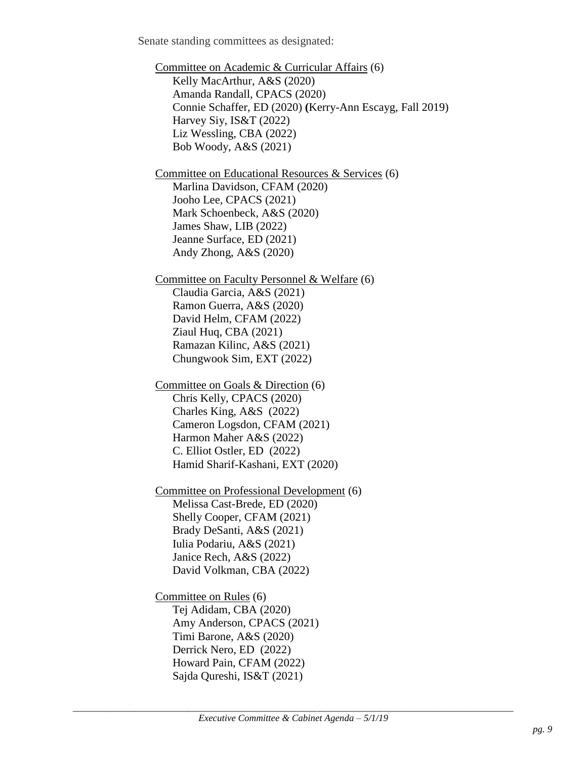Senate standing committees as designated:

Committee on Academic & Curricular Affairs (6)
- Kelly MacArthur, A&S (2020)
- Amanda Randall, CPACS (2020)
- Connie Schaffer, ED (2020) **(**Kerry-Ann Escayg, Fall 2019)
- Harvey Siy, IS&T (2022)
- Liz Wessling, CBA (2022)
- Bob Woody, A&S (2021)

Committee on Educational Resources & Services (6)
- Marlina Davidson, CFAM (2020)
- Jooho Lee, CPACS (2021)
- Mark Schoenbeck, A&S (2020)
- James Shaw, LIB (2022)
- Jeanne Surface, ED (2021)
- Andy Zhong, A&S (2020)

Committee on Faculty Personnel & Welfare (6)
- Claudia Garcia, A&S (2021)
- Ramon Guerra, A&S (2020)
- David Helm, CFAM (2022)
- Ziaul Huq, CBA (2021)
- Ramazan Kilinc, A&S (2021)
- Chungwook Sim, EXT (2022)

Committee on Goals & Direction (6)
- Chris Kelly, CPACS (2020)
- Charles King, A&S (2022)
- Cameron Logsdon, CFAM (2021)
- Harmon Maher A&S (2022)
- C. Elliot Ostler, ED (2022)
- Hamid Sharif-Kashani, EXT (2020)

Committee on Professional Development (6)
- Melissa Cast-Brede, ED (2020)
- Shelly Cooper, CFAM (2021)
- Brady DeSanti, A&S (2021)
- Iulia Podariu, A&S (2021)
- Janice Rech, A&S (2022)
- David Volkman, CBA (2022)

Committee on Rules (6)
- Tej Adidam, CBA (2020)
- Amy Anderson, CPACS (2021)
- Timi Barone, A&S (2020)
- Derrick Nero, ED (2022)
- Howard Pain, CFAM (2022)
- Sajda Qureshi, IS&T (2021)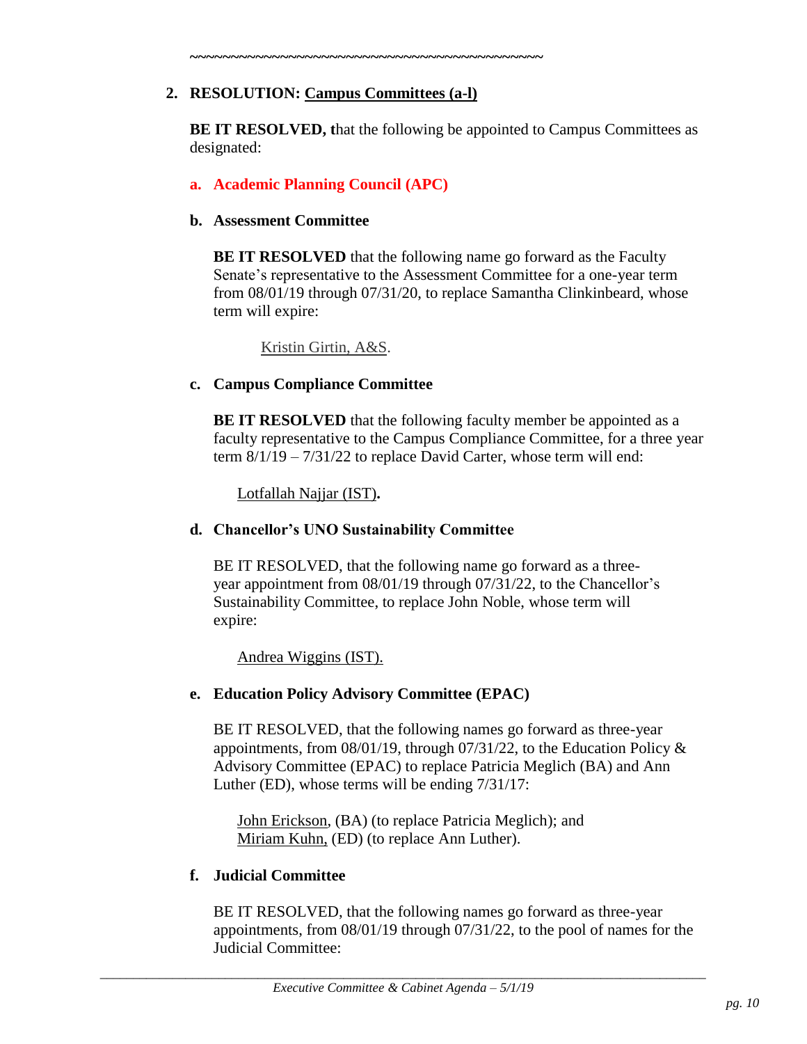~~~~~~~~~~~~~~~~~~~~~~~~~~~~~~~~~~~~~~~~~~~~

**2. RESOLUTION: Campus Committees (a-l)**

**BE IT RESOLVED, t**hat the following be appointed to Campus Committees as designated:

**a. Academic Planning Council (APC)**

**b. Assessment Committee**

**BE IT RESOLVED** that the following name go forward as the Faculty Senate's representative to the Assessment Committee for a one-year term from 08/01/19 through 07/31/20, to replace Samantha Clinkinbeard, whose term will expire:

Kristin Girtin, A&S.

**c. Campus Compliance Committee**

**BE IT RESOLVED** that the following faculty member be appointed as a faculty representative to the Campus Compliance Committee, for a three year term 8/1/19 – 7/31/22 to replace David Carter, whose term will end:

Lotfallah Najjar (IST)**.**

**d. Chancellor's UNO Sustainability Committee**

BE IT RESOLVED, that the following name go forward as a three-year appointment from 08/01/19 through 07/31/22, to the Chancellor's Sustainability Committee, to replace John Noble, whose term will expire:

Andrea Wiggins (IST).

**e. Education Policy Advisory Committee (EPAC)**

BE IT RESOLVED, that the following names go forward as three-year appointments, from 08/01/19, through 07/31/22, to the Education Policy & Advisory Committee (EPAC) to replace Patricia Meglich (BA) and Ann Luther (ED), whose terms will be ending 7/31/17:

John Erickson, (BA) (to replace Patricia Meglich); and
Miriam Kuhn, (ED) (to replace Ann Luther).

**f. Judicial Committee**

BE IT RESOLVED, that the following names go forward as three-year appointments, from 08/01/19 through 07/31/22, to the pool of names for the Judicial Committee: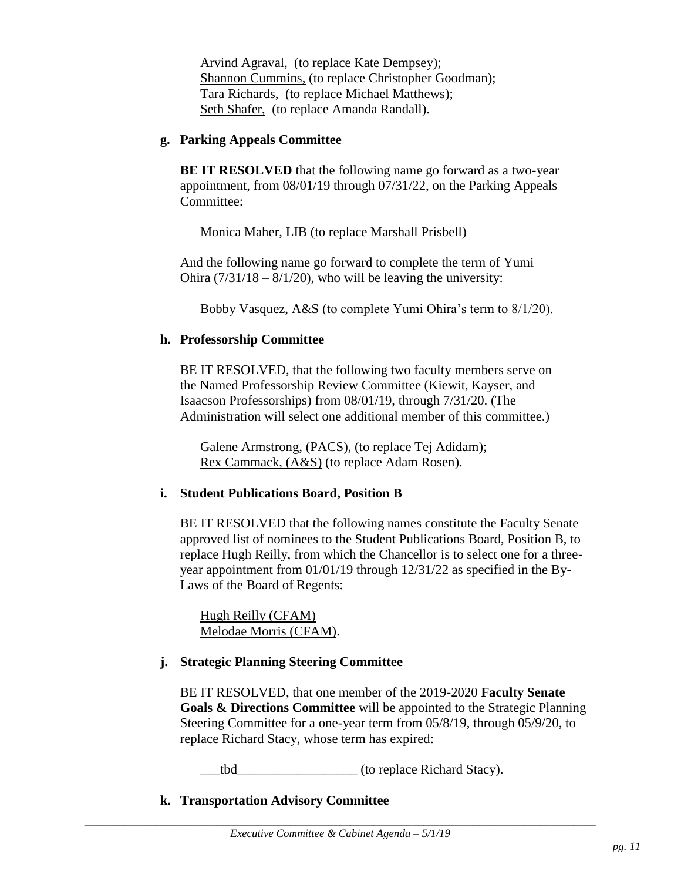Arvind Agraval, (to replace Kate Dempsey);
Shannon Cummins, (to replace Christopher Goodman);
Tara Richards, (to replace Michael Matthews);
Seth Shafer, (to replace Amanda Randall).

**g. Parking Appeals Committee**

**BE IT RESOLVED** that the following name go forward as a two-year appointment, from 08/01/19 through 07/31/22, on the Parking Appeals Committee:

Monica Maher, LIB (to replace Marshall Prisbell)

And the following name go forward to complete the term of Yumi Ohira (7/31/18 – 8/1/20), who will be leaving the university:

Bobby Vasquez, A&S (to complete Yumi Ohira's term to 8/1/20).

**h. Professorship Committee**

BE IT RESOLVED, that the following two faculty members serve on the Named Professorship Review Committee (Kiewit, Kayser, and Isaacson Professorships) from 08/01/19, through 7/31/20. (The Administration will select one additional member of this committee.)

Galene Armstrong, (PACS), (to replace Tej Adidam);
Rex Cammack, (A&S) (to replace Adam Rosen).

**i. Student Publications Board, Position B**

BE IT RESOLVED that the following names constitute the Faculty Senate approved list of nominees to the Student Publications Board, Position B, to replace Hugh Reilly, from which the Chancellor is to select one for a three-year appointment from 01/01/19 through 12/31/22 as specified in the By-Laws of the Board of Regents:

Hugh Reilly (CFAM)
Melodae Morris (CFAM).

**j. Strategic Planning Steering Committee**

BE IT RESOLVED, that one member of the 2019-2020 **Faculty Senate Goals & Directions Committee** will be appointed to the Strategic Planning Steering Committee for a one-year term from 05/8/19, through 05/9/20, to replace Richard Stacy, whose term has expired:

___tbd__________________ (to replace Richard Stacy).

**k. Transportation Advisory Committee**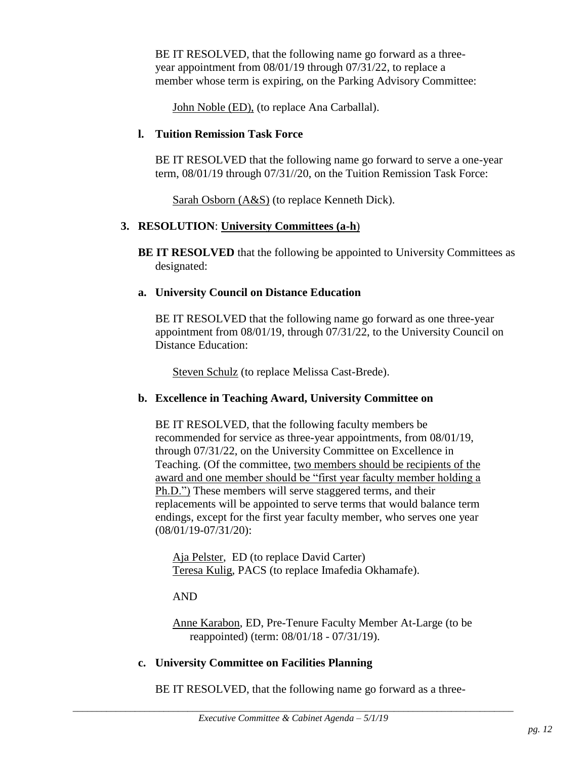BE IT RESOLVED, that the following name go forward as a three-year appointment from 08/01/19 through 07/31/22, to replace a member whose term is expiring, on the Parking Advisory Committee:

<u>John Noble (ED),</u> (to replace Ana Carballal).

**l. Tuition Remission Task Force**

BE IT RESOLVED that the following name go forward to serve a one-year term, 08/01/19 through 07/31//20, on the Tuition Remission Task Force:

<u>Sarah Osborn (A&S)</u> (to replace Kenneth Dick).

**3. RESOLUTION**: **<u>University Committees (a-h</u>**)

**BE IT RESOLVED** that the following be appointed to University Committees as designated:

**a. University Council on Distance Education**

BE IT RESOLVED that the following name go forward as one three-year appointment from 08/01/19, through 07/31/22, to the University Council on Distance Education:

<u>Steven Schulz</u> (to replace Melissa Cast-Brede).

**b. Excellence in Teaching Award, University Committee on**

BE IT RESOLVED, that the following faculty members be recommended for service as three-year appointments, from 08/01/19, through 07/31/22, on the University Committee on Excellence in Teaching. (Of the committee, <u>two members should be recipients of the award and one member should be "first year faculty member holding a Ph.D.")</u> These members will serve staggered terms, and their replacements will be appointed to serve terms that would balance term endings, except for the first year faculty member, who serves one year (08/01/19-07/31/20):

<u>Aja Pelster</u>, ED (to replace David Carter)
<u>Teresa Kulig</u>, PACS (to replace Imafedia Okhamafe).

AND

<u>Anne Karabon</u>, ED, Pre-Tenure Faculty Member At-Large (to be reappointed) (term: 08/01/18 - 07/31/19).

**c. University Committee on Facilities Planning**

BE IT RESOLVED, that the following name go forward as a three-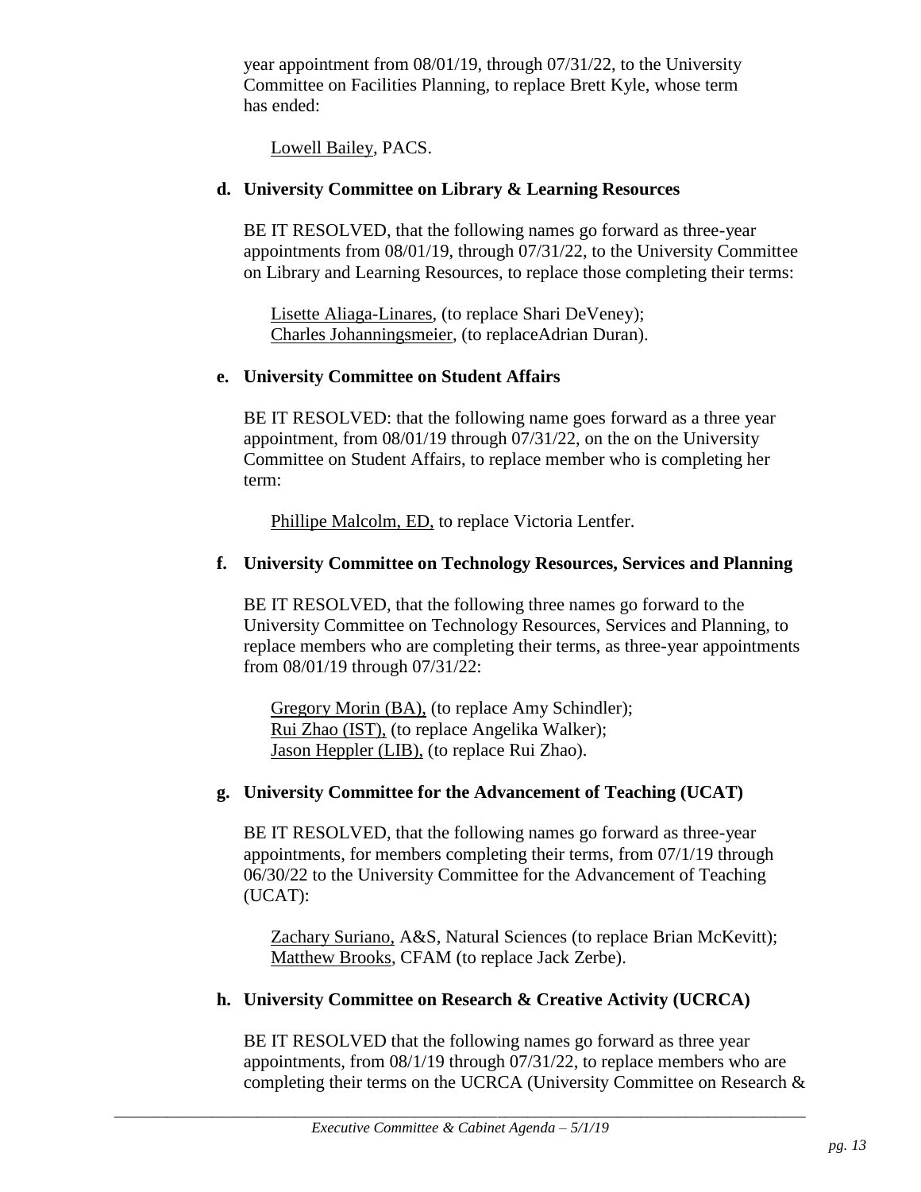year appointment from 08/01/19, through 07/31/22, to the University Committee on Facilities Planning, to replace Brett Kyle, whose term has ended:

<u>Lowell Bailey</u>, PACS.

**d. University Committee on Library & Learning Resources**

BE IT RESOLVED, that the following names go forward as three-year appointments from 08/01/19, through 07/31/22, to the University Committee on Library and Learning Resources, to replace those completing their terms:

<u>Lisette Aliaga-Linares</u>, (to replace Shari DeVeney);
<u>Charles Johanningsmeier</u>, (to replaceAdrian Duran).

**e. University Committee on Student Affairs**

BE IT RESOLVED: that the following name goes forward as a three year appointment, from 08/01/19 through 07/31/22, on the on the University Committee on Student Affairs, to replace member who is completing her term:

<u>Phillipe Malcolm, ED,</u> to replace Victoria Lentfer.

**f. University Committee on Technology Resources, Services and Planning**

BE IT RESOLVED, that the following three names go forward to the University Committee on Technology Resources, Services and Planning, to replace members who are completing their terms, as three-year appointments from 08/01/19 through 07/31/22:

<u>Gregory Morin (BA),</u> (to replace Amy Schindler);
<u>Rui Zhao (IST),</u> (to replace Angelika Walker);
<u>Jason Heppler (LIB),</u> (to replace Rui Zhao).

**g. University Committee for the Advancement of Teaching (UCAT)**

BE IT RESOLVED, that the following names go forward as three-year appointments, for members completing their terms, from 07/1/19 through 06/30/22 to the University Committee for the Advancement of Teaching (UCAT):

<u>Zachary Suriano,</u> A&S, Natural Sciences (to replace Brian McKevitt);
<u>Matthew Brooks</u>, CFAM (to replace Jack Zerbe).

**h. University Committee on Research & Creative Activity (UCRCA)**

BE IT RESOLVED that the following names go forward as three year appointments, from 08/1/19 through 07/31/22, to replace members who are completing their terms on the UCRCA (University Committee on Research &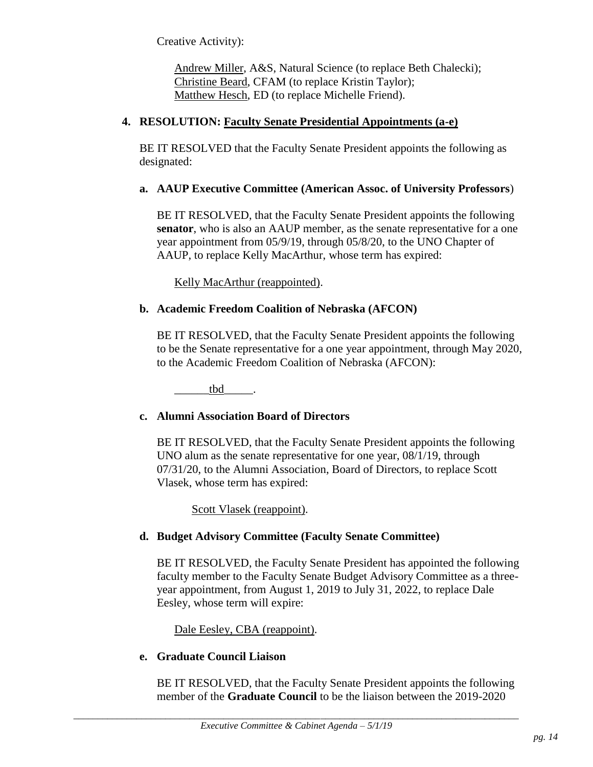Creative Activity):

> Andrew Miller, A&S, Natural Science (to replace Beth Chalecki);
> Christine Beard, CFAM (to replace Kristin Taylor);
> Matthew Hesch, ED (to replace Michelle Friend).

**4. RESOLUTION: Faculty Senate Presidential Appointments (a-e)**

BE IT RESOLVED that the Faculty Senate President appoints the following as designated:

**a. AAUP Executive Committee (American Assoc. of University Professors)**

BE IT RESOLVED, that the Faculty Senate President appoints the following **senator**, who is also an AAUP member, as the senate representative for a one year appointment from 05/9/19, through 05/8/20, to the UNO Chapter of AAUP, to replace Kelly MacArthur, whose term has expired:

> Kelly MacArthur (reappointed).

**b. Academic Freedom Coalition of Nebraska (AFCON)**

BE IT RESOLVED, that the Faculty Senate President appoints the following to be the Senate representative for a one year appointment, through May 2020, to the Academic Freedom Coalition of Nebraska (AFCON):

> ______tbd_____.

**c. Alumni Association Board of Directors**

BE IT RESOLVED, that the Faculty Senate President appoints the following UNO alum as the senate representative for one year, 08/1/19, through 07/31/20, to the Alumni Association, Board of Directors, to replace Scott Vlasek, whose term has expired:

> Scott Vlasek (reappoint).

**d. Budget Advisory Committee (Faculty Senate Committee)**

BE IT RESOLVED, the Faculty Senate President has appointed the following faculty member to the Faculty Senate Budget Advisory Committee as a three-year appointment, from August 1, 2019 to July 31, 2022, to replace Dale Eesley, whose term will expire:

> Dale Eesley, CBA (reappoint).

**e. Graduate Council Liaison**

BE IT RESOLVED, that the Faculty Senate President appoints the following member of the **Graduate Council** to be the liaison between the 2019-2020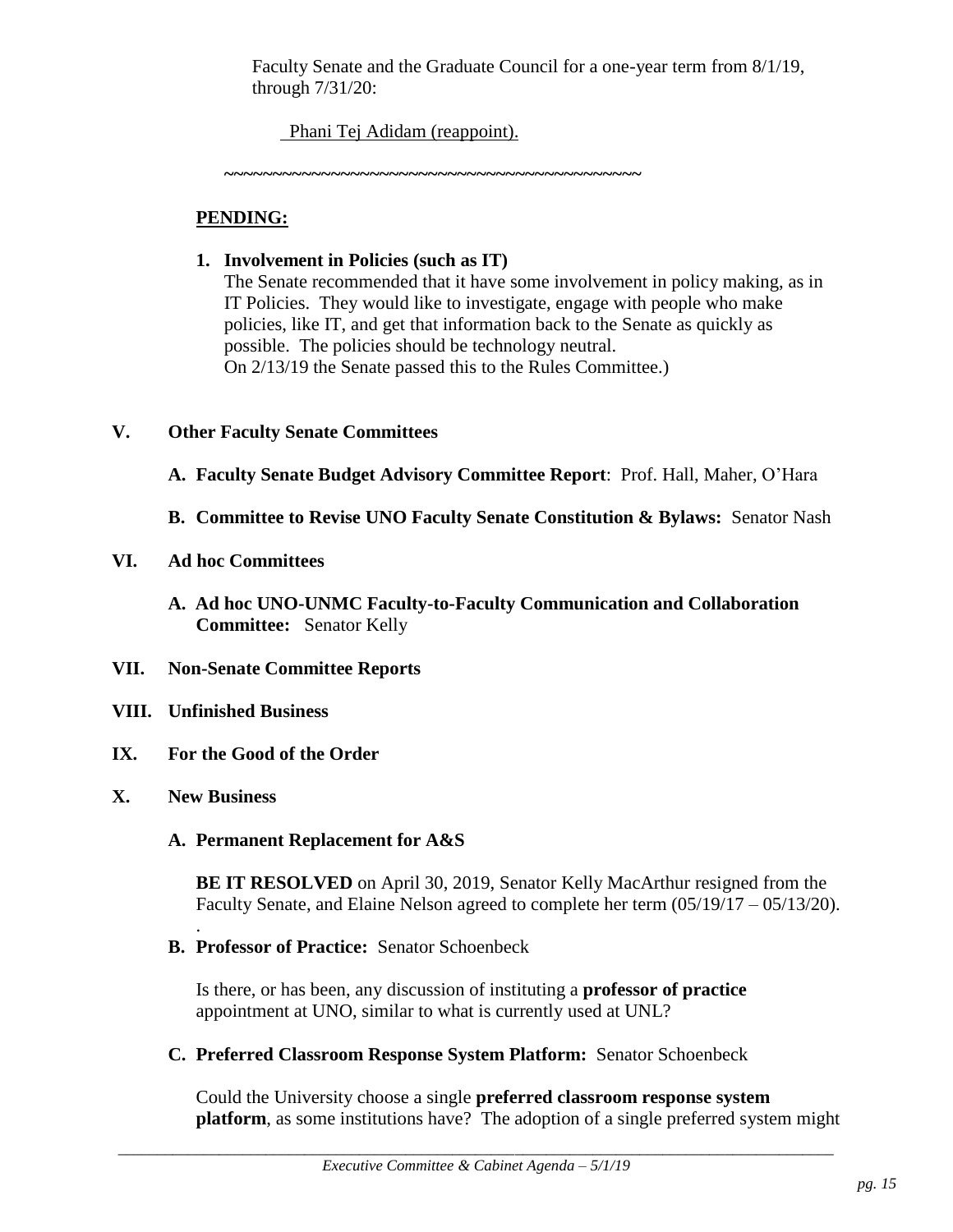Faculty Senate and the Graduate Council for a one-year term from 8/1/19, through 7/31/20:

Phani Tej Adidam (reappoint).

~~~~~~~~~~~~~~~~~~~~~~~~~~~~~~~~~~~~~~~~~~~~~~

**PENDING:**

1. **Involvement in Policies (such as IT)**
   The Senate recommended that it have some involvement in policy making, as in IT Policies. They would like to investigate, engage with people who make policies, like IT, and get that information back to the Senate as quickly as possible. The policies should be technology neutral.
   On 2/13/19 the Senate passed this to the Rules Committee.)

## V. Other Faculty Senate Committees

**A. Faculty Senate Budget Advisory Committee Report**: Prof. Hall, Maher, O'Hara

**B. Committee to Revise UNO Faculty Senate Constitution & Bylaws:** Senator Nash

## VI. Ad hoc Committees

**A. Ad hoc UNO-UNMC Faculty-to-Faculty Communication and Collaboration Committee:** Senator Kelly

## VII. Non-Senate Committee Reports

## VIII. Unfinished Business

## IX. For the Good of the Order

## X. New Business

**A. Permanent Replacement for A&S**

**BE IT RESOLVED** on April 30, 2019, Senator Kelly MacArthur resigned from the Faculty Senate, and Elaine Nelson agreed to complete her term (05/19/17 – 05/13/20).

.

**B. Professor of Practice:** Senator Schoenbeck

Is there, or has been, any discussion of instituting a **professor of practice** appointment at UNO, similar to what is currently used at UNL?

**C. Preferred Classroom Response System Platform:** Senator Schoenbeck

Could the University choose a single **preferred classroom response system platform**, as some institutions have? The adoption of a single preferred system might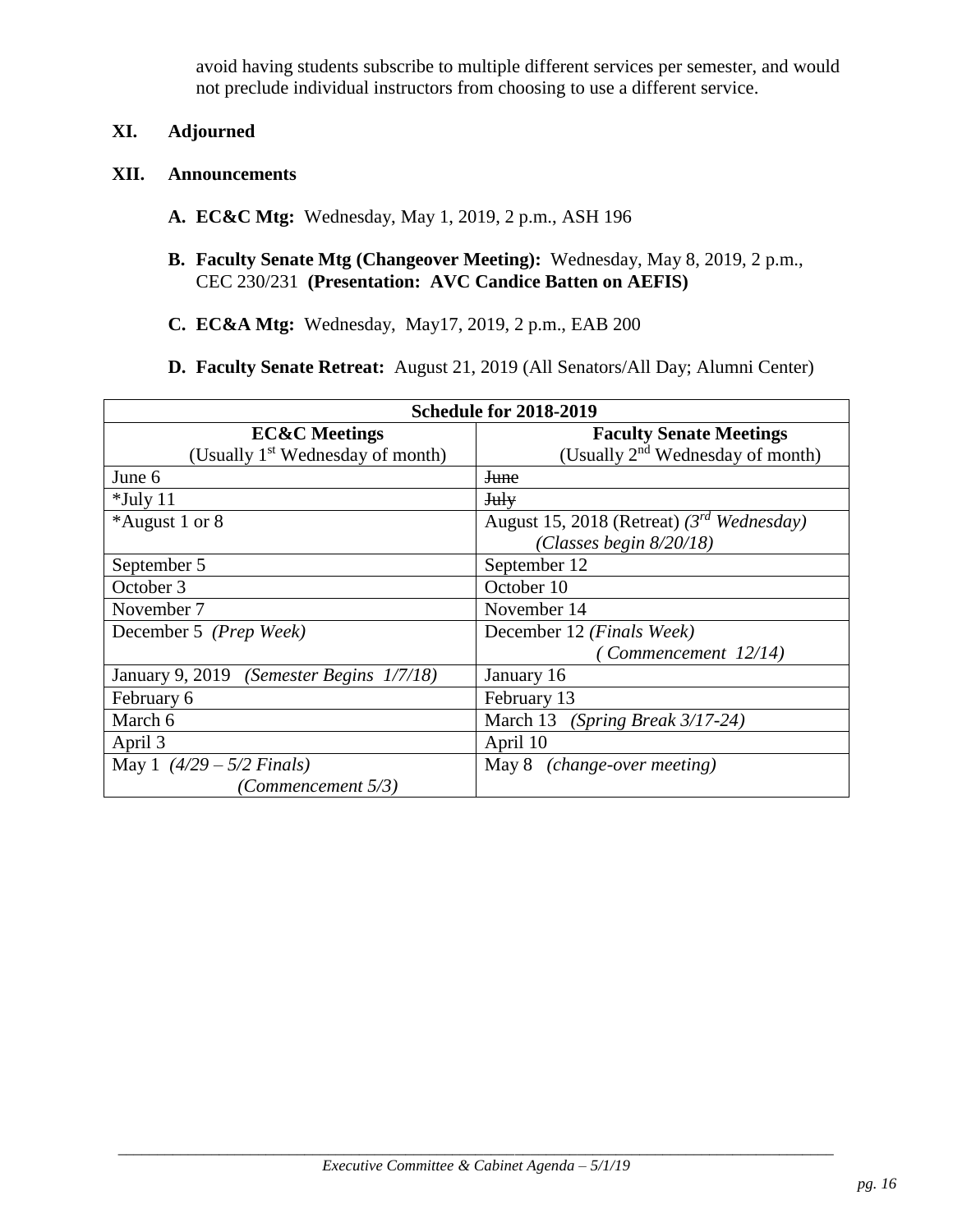avoid having students subscribe to multiple different services per semester, and would not preclude individual instructors from choosing to use a different service.

**XI. Adjourned**

**XII. Announcements**

**A. EC&C Mtg:** Wednesday, May 1, 2019, 2 p.m., ASH 196

**B. Faculty Senate Mtg (Changeover Meeting):** Wednesday, May 8, 2019, 2 p.m., CEC 230/231 **(Presentation: AVC Candice Batten on AEFIS)**

**C. EC&A Mtg:** Wednesday, May17, 2019, 2 p.m., EAB 200

**D. Faculty Senate Retreat:** August 21, 2019 (All Senators/All Day; Alumni Center)

| **Schedule for 2018-2019** | |
|---|---|
| **EC&C Meetings** (Usually 1st Wednesday of month) | **Faculty Senate Meetings** (Usually 2nd Wednesday of month) |
| June 6 | ~~June~~ |
| *July 11 | ~~July~~ |
| *August 1 or 8 | August 15, 2018 (Retreat) *(3rd Wednesday)* *(Classes begin 8/20/18)* |
| September 5 | September 12 |
| October 3 | October 10 |
| November 7 | November 14 |
| December 5 *(Prep Week)* | December 12 *(Finals Week)* *( Commencement 12/14)* |
| January 9, 2019 *(Semester Begins 1/7/18)* | January 16 |
| February 6 | February 13 |
| March 6 | March 13 *(Spring Break 3/17-24)* |
| April 3 | April 10 |
| May 1 *(4/29 – 5/2 Finals)* *(Commencement 5/3)* | May 8 *(change-over meeting)* |